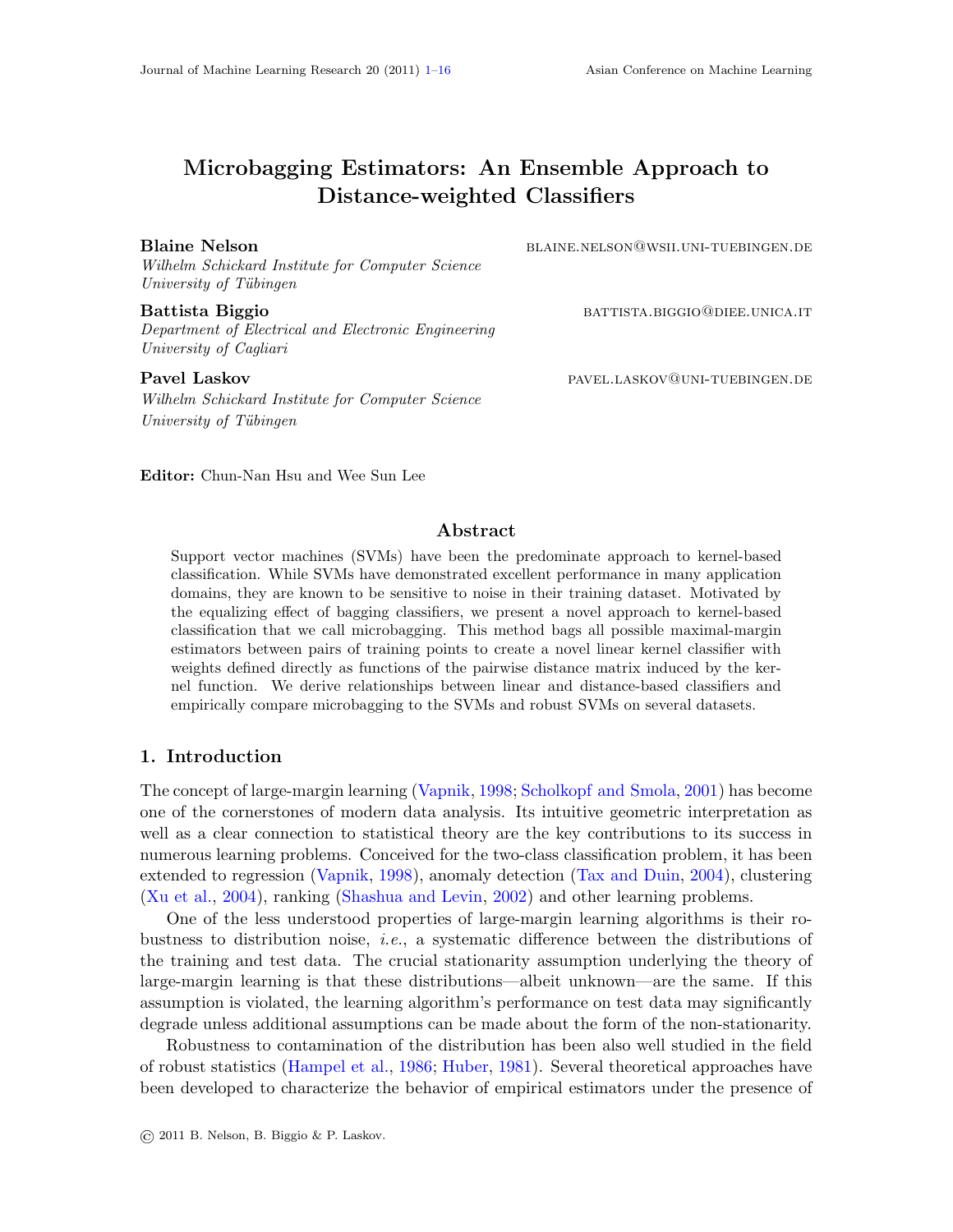# Microbagging Estimators: An Ensemble Approach to Distance-weighted Classifiers

**Blaine Nelson** BLAINE.NELSON@WSII.UNI-TUEBINGEN.DE
*Wilhelm Schickard Institute for Computer Science*
*University of Tübingen*

**Battista Biggio** BATTISTA.BIGGIO@DIEE.UNICA.IT
*Department of Electrical and Electronic Engineering*
*University of Cagliari*

**Pavel Laskov** PAVEL.LASKOV@UNI-TUEBINGEN.DE
*Wilhelm Schickard Institute for Computer Science*
*University of Tübingen*

**Editor:** Chun-Nan Hsu and Wee Sun Lee

## Abstract

Support vector machines (SVMs) have been the predominate approach to kernel-based classification. While SVMs have demonstrated excellent performance in many application domains, they are known to be sensitive to noise in their training dataset. Motivated by the equalizing effect of bagging classifiers, we present a novel approach to kernel-based classification that we call microbagging. This method bags all possible maximal-margin estimators between pairs of training points to create a novel linear kernel classifier with weights defined directly as functions of the pairwise distance matrix induced by the kernel function. We derive relationships between linear and distance-based classifiers and empirically compare microbagging to the SVMs and robust SVMs on several datasets.

## 1. Introduction

The concept of large-margin learning (Vapnik, 1998; Scholkopf and Smola, 2001) has become one of the cornerstones of modern data analysis. Its intuitive geometric interpretation as well as a clear connection to statistical theory are the key contributions to its success in numerous learning problems. Conceived for the two-class classification problem, it has been extended to regression (Vapnik, 1998), anomaly detection (Tax and Duin, 2004), clustering (Xu et al., 2004), ranking (Shashua and Levin, 2002) and other learning problems.

One of the less understood properties of large-margin learning algorithms is their robustness to distribution noise, *i.e.*, a systematic difference between the distributions of the training and test data. The crucial stationarity assumption underlying the theory of large-margin learning is that these distributions—albeit unknown—are the same. If this assumption is violated, the learning algorithm's performance on test data may significantly degrade unless additional assumptions can be made about the form of the non-stationarity.

Robustness to contamination of the distribution has been also well studied in the field of robust statistics (Hampel et al., 1986; Huber, 1981). Several theoretical approaches have been developed to characterize the behavior of empirical estimators under the presence of

© 2011 B. Nelson, B. Biggio & P. Laskov.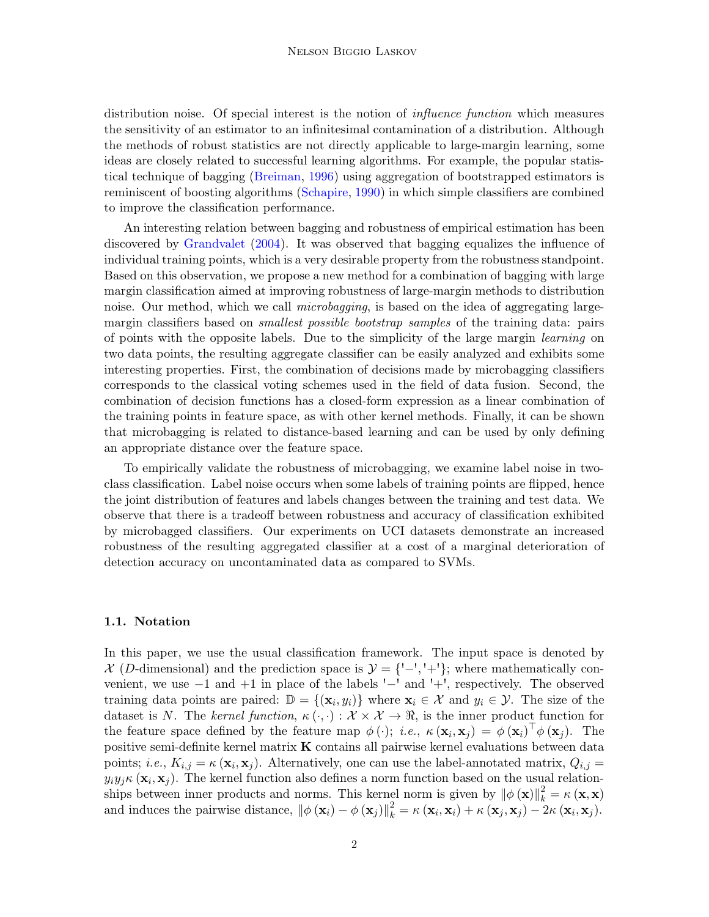distribution noise. Of special interest is the notion of *influence function* which measures the sensitivity of an estimator to an infinitesimal contamination of a distribution. Although the methods of robust statistics are not directly applicable to large-margin learning, some ideas are closely related to successful learning algorithms. For example, the popular statistical technique of bagging (Breiman, 1996) using aggregation of bootstrapped estimators is reminiscent of boosting algorithms (Schapire, 1990) in which simple classifiers are combined to improve the classification performance.

An interesting relation between bagging and robustness of empirical estimation has been discovered by Grandvalet (2004). It was observed that bagging equalizes the influence of individual training points, which is a very desirable property from the robustness standpoint. Based on this observation, we propose a new method for a combination of bagging with large margin classification aimed at improving robustness of large-margin methods to distribution noise. Our method, which we call *microbagging*, is based on the idea of aggregating large-margin classifiers based on *smallest possible bootstrap samples* of the training data: pairs of points with the opposite labels. Due to the simplicity of the large margin *learning* on two data points, the resulting aggregate classifier can be easily analyzed and exhibits some interesting properties. First, the combination of decisions made by microbagging classifiers corresponds to the classical voting schemes used in the field of data fusion. Second, the combination of decision functions has a closed-form expression as a linear combination of the training points in feature space, as with other kernel methods. Finally, it can be shown that microbagging is related to distance-based learning and can be used by only defining an appropriate distance over the feature space.

To empirically validate the robustness of microbagging, we examine label noise in two-class classification. Label noise occurs when some labels of training points are flipped, hence the joint distribution of features and labels changes between the training and test data. We observe that there is a tradeoff between robustness and accuracy of classification exhibited by microbagged classifiers. Our experiments on UCI datasets demonstrate an increased robustness of the resulting aggregated classifier at a cost of a marginal deterioration of detection accuracy on uncontaminated data as compared to SVMs.

### 1.1. Notation

In this paper, we use the usual classification framework. The input space is denoted by $\mathcal{X}$ ($D$-dimensional) and the prediction space is $\mathcal{Y} = \{\text{'}-\text{'},\text{'}+\text{'}\}$; where mathematically convenient, we use $-1$ and $+1$ in place of the labels '$-$' and '$+$', respectively. The observed training data points are paired: $\mathbb{D} = \{(\mathbf{x}_i, y_i)\}$ where $\mathbf{x}_i \in \mathcal{X}$ and $y_i \in \mathcal{Y}$. The size of the dataset is $N$. The *kernel function*, $\kappa(\cdot,\cdot) : \mathcal{X} \times \mathcal{X} \to \Re$, is the inner product function for the feature space defined by the feature map $\phi(\cdot)$; *i.e.*, $\kappa(\mathbf{x}_i, \mathbf{x}_j) = \phi(\mathbf{x}_i)^\top \phi(\mathbf{x}_j)$. The positive semi-definite kernel matrix $\mathbf{K}$ contains all pairwise kernel evaluations between data points; *i.e.*, $K_{i,j} = \kappa(\mathbf{x}_i, \mathbf{x}_j)$. Alternatively, one can use the label-annotated matrix, $Q_{i,j} = y_i y_j \kappa(\mathbf{x}_i, \mathbf{x}_j)$. The kernel function also defines a norm function based on the usual relationships between inner products and norms. This kernel norm is given by $\|\phi(\mathbf{x})\|_k^2 = \kappa(\mathbf{x}, \mathbf{x})$ and induces the pairwise distance, $\|\phi(\mathbf{x}_i) - \phi(\mathbf{x}_j)\|_k^2 = \kappa(\mathbf{x}_i, \mathbf{x}_i) + \kappa(\mathbf{x}_j, \mathbf{x}_j) - 2\kappa(\mathbf{x}_i, \mathbf{x}_j)$.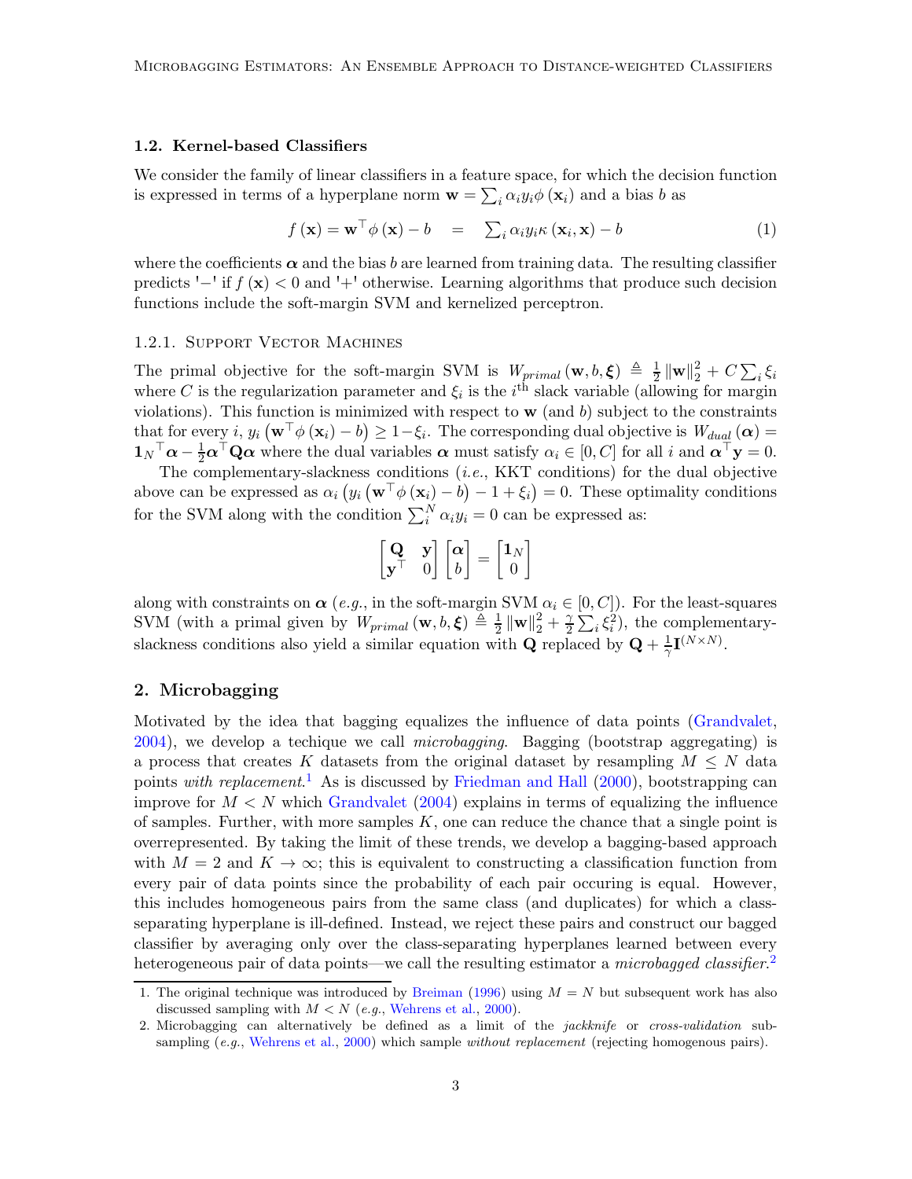### 1.2. Kernel-based Classifiers

We consider the family of linear classifiers in a feature space, for which the decision function is expressed in terms of a hyperplane norm $\mathbf{w} = \sum_i \alpha_i y_i \phi(\mathbf{x}_i)$ and a bias $b$ as

$$f(\mathbf{x}) = \mathbf{w}^\top \phi(\mathbf{x}) - b \quad = \quad \sum_i \alpha_i y_i \kappa(\mathbf{x}_i, \mathbf{x}) - b \tag{1}$$

where the coefficients $\boldsymbol{\alpha}$ and the bias $b$ are learned from training data. The resulting classifier predicts '$-$' if $f(\mathbf{x}) < 0$ and '+' otherwise. Learning algorithms that produce such decision functions include the soft-margin SVM and kernelized perceptron.

#### 1.2.1. Support Vector Machines

The primal objective for the soft-margin SVM is $W_{primal}(\mathbf{w}, b, \boldsymbol{\xi}) \triangleq \frac{1}{2}\|\mathbf{w}\|_2^2 + C\sum_i \xi_i$ where $C$ is the regularization parameter and $\xi_i$ is the $i^{\text{th}}$ slack variable (allowing for margin violations). This function is minimized with respect to $\mathbf{w}$ (and $b$) subject to the constraints that for every $i$, $y_i(\mathbf{w}^\top \phi(\mathbf{x}_i) - b) \geq 1 - \xi_i$. The corresponding dual objective is $W_{dual}(\boldsymbol{\alpha}) = \mathbf{1}_N{}^\top \boldsymbol{\alpha} - \frac{1}{2}\boldsymbol{\alpha}^\top \mathbf{Q}\boldsymbol{\alpha}$ where the dual variables $\boldsymbol{\alpha}$ must satisfy $\alpha_i \in [0, C]$ for all $i$ and $\boldsymbol{\alpha}^\top \mathbf{y} = 0$.

The complementary-slackness conditions (*i.e.*, KKT conditions) for the dual objective above can be expressed as $\alpha_i\left(y_i\left(\mathbf{w}^\top \phi(\mathbf{x}_i) - b\right) - 1 + \xi_i\right) = 0$. These optimality conditions for the SVM along with the condition $\sum_i^N \alpha_i y_i = 0$ can be expressed as:

$$\begin{bmatrix} \mathbf{Q} & \mathbf{y} \\ \mathbf{y}^\top & 0 \end{bmatrix} \begin{bmatrix} \boldsymbol{\alpha} \\ b \end{bmatrix} = \begin{bmatrix} \mathbf{1}_N \\ 0 \end{bmatrix}$$

along with constraints on $\boldsymbol{\alpha}$ (*e.g.*, in the soft-margin SVM $\alpha_i \in [0, C]$). For the least-squares SVM (with a primal given by $W_{primal}(\mathbf{w}, b, \boldsymbol{\xi}) \triangleq \frac{1}{2}\|\mathbf{w}\|_2^2 + \frac{\gamma}{2}\sum_i \xi_i^2$), the complementary-slackness conditions also yield a similar equation with $\mathbf{Q}$ replaced by $\mathbf{Q} + \frac{1}{\gamma}\mathbf{I}^{(N \times N)}$.

## 2. Microbagging

Motivated by the idea that bagging equalizes the influence of data points (Grandvalet, 2004), we develop a techique we call *microbagging*. Bagging (bootstrap aggregating) is a process that creates $K$ datasets from the original dataset by resampling $M \leq N$ data points *with replacement*.[1] As is discussed by Friedman and Hall (2000), bootstrapping can improve for $M < N$ which Grandvalet (2004) explains in terms of equalizing the influence of samples. Further, with more samples $K$, one can reduce the chance that a single point is overrepresented. By taking the limit of these trends, we develop a bagging-based approach with $M = 2$ and $K \to \infty$; this is equivalent to constructing a classification function from every pair of data points since the probability of each pair occuring is equal. However, this includes homogeneous pairs from the same class (and duplicates) for which a class-separating hyperplane is ill-defined. Instead, we reject these pairs and construct our bagged classifier by averaging only over the class-separating hyperplanes learned between every heterogeneous pair of data points—we call the resulting estimator a *microbagged classifier*.[2]

1. The original technique was introduced by Breiman (1996) using $M = N$ but subsequent work has also discussed sampling with $M < N$ (*e.g.*, Wehrens et al., 2000).
2. Microbagging can alternatively be defined as a limit of the *jackknife* or *cross-validation* subsampling (*e.g.*, Wehrens et al., 2000) which sample *without replacement* (rejecting homogenous pairs).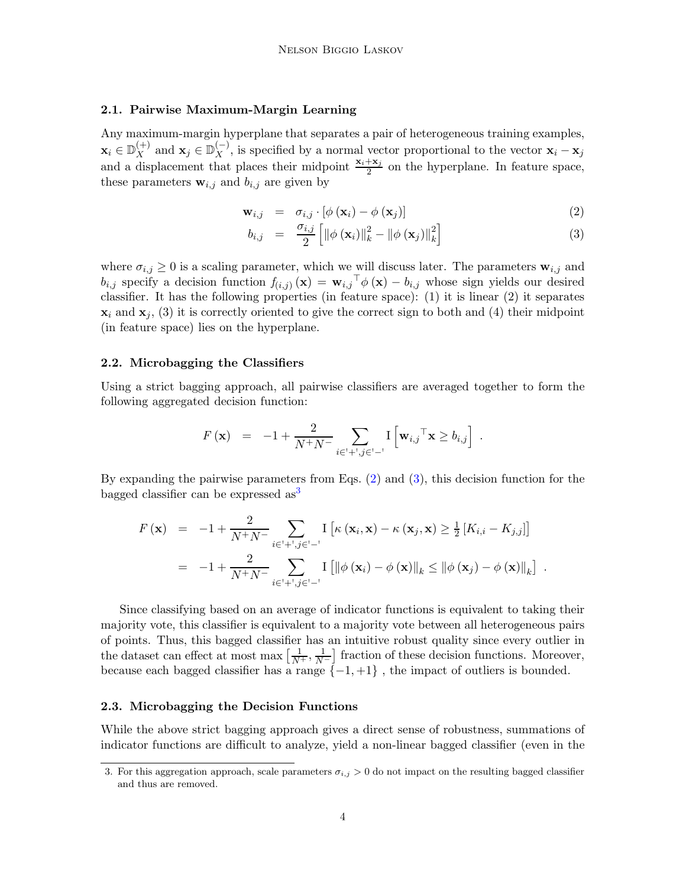### 2.1. Pairwise Maximum-Margin Learning

Any maximum-margin hyperplane that separates a pair of heterogeneous training examples, $\mathbf{x}_i \in \mathbb{D}_X^{(+)}$ and $\mathbf{x}_j \in \mathbb{D}_X^{(-)}$, is specified by a normal vector proportional to the vector $\mathbf{x}_i - \mathbf{x}_j$ and a displacement that places their midpoint $\frac{\mathbf{x}_i + \mathbf{x}_j}{2}$ on the hyperplane. In feature space, these parameters $\mathbf{w}_{i,j}$ and $b_{i,j}$ are given by

$$\mathbf{w}_{i,j} = \sigma_{i,j} \cdot \left[\phi\left(\mathbf{x}_i\right) - \phi\left(\mathbf{x}_j\right)\right] \tag{2}$$

$$b_{i,j} = \frac{\sigma_{i,j}}{2}\left[\left\|\phi\left(\mathbf{x}_i\right)\right\|_k^2 - \left\|\phi\left(\mathbf{x}_j\right)\right\|_k^2\right] \tag{3}$$

where $\sigma_{i,j} \geq 0$ is a scaling parameter, which we will discuss later. The parameters $\mathbf{w}_{i,j}$ and $b_{i,j}$ specify a decision function $f_{(i,j)}\left(\mathbf{x}\right) = \mathbf{w}_{i,j}{}^\top \phi\left(\mathbf{x}\right) - b_{i,j}$ whose sign yields our desired classifier. It has the following properties (in feature space): (1) it is linear (2) it separates $\mathbf{x}_i$ and $\mathbf{x}_j$, (3) it is correctly oriented to give the correct sign to both and (4) their midpoint (in feature space) lies on the hyperplane.

### 2.2. Microbagging the Classifiers

Using a strict bagging approach, all pairwise classifiers are averaged together to form the following aggregated decision function:

$$F\left(\mathbf{x}\right) = -1 + \frac{2}{N^+ N^-} \sum_{i \in '+', j \in '-'} \mathrm{I}\left[\mathbf{w}_{i,j}{}^\top \mathbf{x} \geq b_{i,j}\right] .$$

By expanding the pairwise parameters from Eqs. (2) and (3), this decision function for the bagged classifier can be expressed as[3]

$$\begin{aligned} F\left(\mathbf{x}\right) &= -1 + \frac{2}{N^+ N^-} \sum_{i \in '+', j \in '-'} \mathrm{I}\left[\kappa\left(\mathbf{x}_i, \mathbf{x}\right) - \kappa\left(\mathbf{x}_j, \mathbf{x}\right) \geq \tfrac{1}{2}\left[K_{i,i} - K_{j,j}\right]\right] \\ &= -1 + \frac{2}{N^+ N^-} \sum_{i \in '+', j \in '-'} \mathrm{I}\left[\left\|\phi\left(\mathbf{x}_i\right) - \phi\left(\mathbf{x}\right)\right\|_k \leq \left\|\phi\left(\mathbf{x}_j\right) - \phi\left(\mathbf{x}\right)\right\|_k\right] . \end{aligned}$$

Since classifying based on an average of indicator functions is equivalent to taking their majority vote, this classifier is equivalent to a majority vote between all heterogeneous pairs of points. Thus, this bagged classifier has an intuitive robust quality since every outlier in the dataset can effect at most $\max\left[\frac{1}{N^+}, \frac{1}{N^-}\right]$ fraction of these decision functions. Moreover, because each bagged classifier has a range $\{-1, +1\}$ , the impact of outliers is bounded.

### 2.3. Microbagging the Decision Functions

While the above strict bagging approach gives a direct sense of robustness, summations of indicator functions are difficult to analyze, yield a non-linear bagged classifier (even in the

3. For this aggregation approach, scale parameters $\sigma_{i,j} > 0$ do not impact on the resulting bagged classifier and thus are removed.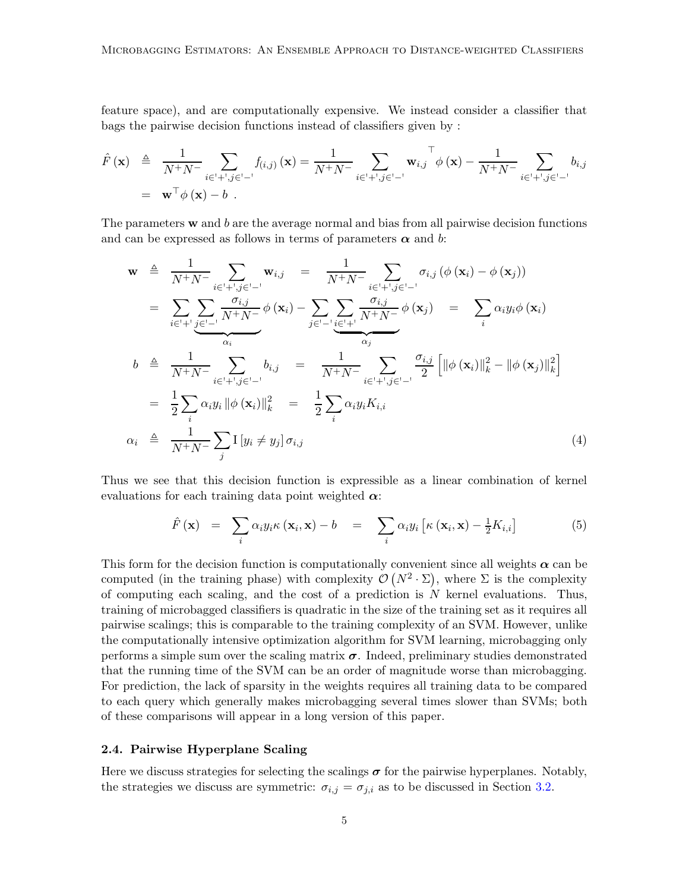feature space), and are computationally expensive. We instead consider a classifier that bags the pairwise decision functions instead of classifiers given by :

$$
\begin{aligned}
\hat{F}(\mathbf{x}) &\triangleq \frac{1}{N^+N^-} \sum_{i \in '+', j \in '-'} f_{(i,j)}(\mathbf{x}) = \frac{1}{N^+N^-} \sum_{i \in '+', j \in '-'} \mathbf{w}_{i,j}^{\top} \phi(\mathbf{x}) - \frac{1}{N^+N^-} \sum_{i \in '+', j \in '-'} b_{i,j} \\
&= \mathbf{w}^\top \phi(\mathbf{x}) - b \ .
\end{aligned}
$$

The parameters $\mathbf{w}$ and $b$ are the average normal and bias from all pairwise decision functions and can be expressed as follows in terms of parameters $\boldsymbol{\alpha}$ and $b$:

$$
\begin{aligned}
\mathbf{w} &\triangleq \frac{1}{N^+N^-} \sum_{i \in '+', j \in '-'} \mathbf{w}_{i,j} \quad = \quad \frac{1}{N^+N^-} \sum_{i \in '+', j \in '-'} \sigma_{i,j} \left( \phi(\mathbf{x}_i) - \phi(\mathbf{x}_j) \right) \\
&= \sum_{i \in '+'} \underbrace{\sum_{j \in '-'} \frac{\sigma_{i,j}}{N^+N^-}}_{\alpha_i} \phi(\mathbf{x}_i) - \sum_{j \in '-'} \underbrace{\sum_{i \in '+'} \frac{\sigma_{i,j}}{N^+N^-}}_{\alpha_j} \phi(\mathbf{x}_j) \quad = \quad \sum_i \alpha_i y_i \phi(\mathbf{x}_i) \\
b &\triangleq \frac{1}{N^+N^-} \sum_{i \in '+', j \in '-'} b_{i,j} \quad = \quad \frac{1}{N^+N^-} \sum_{i \in '+', j \in '-'} \frac{\sigma_{i,j}}{2} \left[ \|\phi(\mathbf{x}_i)\|_k^2 - \|\phi(\mathbf{x}_j)\|_k^2 \right] \\
&= \frac{1}{2} \sum_i \alpha_i y_i \|\phi(\mathbf{x}_i)\|_k^2 \quad = \quad \frac{1}{2} \sum_i \alpha_i y_i K_{i,i} \\
\alpha_i &\triangleq \frac{1}{N^+N^-} \sum_j \mathrm{I}\left[ y_i \neq y_j \right] \sigma_{i,j}
\end{aligned}
\tag{4}
$$

Thus we see that this decision function is expressible as a linear combination of kernel evaluations for each training data point weighted $\boldsymbol{\alpha}$:

$$
\hat{F}(\mathbf{x}) \quad = \quad \sum_i \alpha_i y_i \kappa(\mathbf{x}_i, \mathbf{x}) - b \quad = \quad \sum_i \alpha_i y_i \left[ \kappa(\mathbf{x}_i, \mathbf{x}) - \tfrac{1}{2} K_{i,i} \right] \tag{5}
$$

This form for the decision function is computationally convenient since all weights $\boldsymbol{\alpha}$ can be computed (in the training phase) with complexity $\mathcal{O}\left(N^2 \cdot \Sigma\right)$, where $\Sigma$ is the complexity of computing each scaling, and the cost of a prediction is $N$ kernel evaluations. Thus, training of microbagged classifiers is quadratic in the size of the training set as it requires all pairwise scalings; this is comparable to the training complexity of an SVM. However, unlike the computationally intensive optimization algorithm for SVM learning, microbagging only performs a simple sum over the scaling matrix $\boldsymbol{\sigma}$. Indeed, preliminary studies demonstrated that the running time of the SVM can be an order of magnitude worse than microbagging. For prediction, the lack of sparsity in the weights requires all training data to be compared to each query which generally makes microbagging several times slower than SVMs; both of these comparisons will appear in a long version of this paper.

### 2.4. Pairwise Hyperplane Scaling

Here we discuss strategies for selecting the scalings $\boldsymbol{\sigma}$ for the pairwise hyperplanes. Notably, the strategies we discuss are symmetric: $\sigma_{i,j} = \sigma_{j,i}$ as to be discussed in Section 3.2.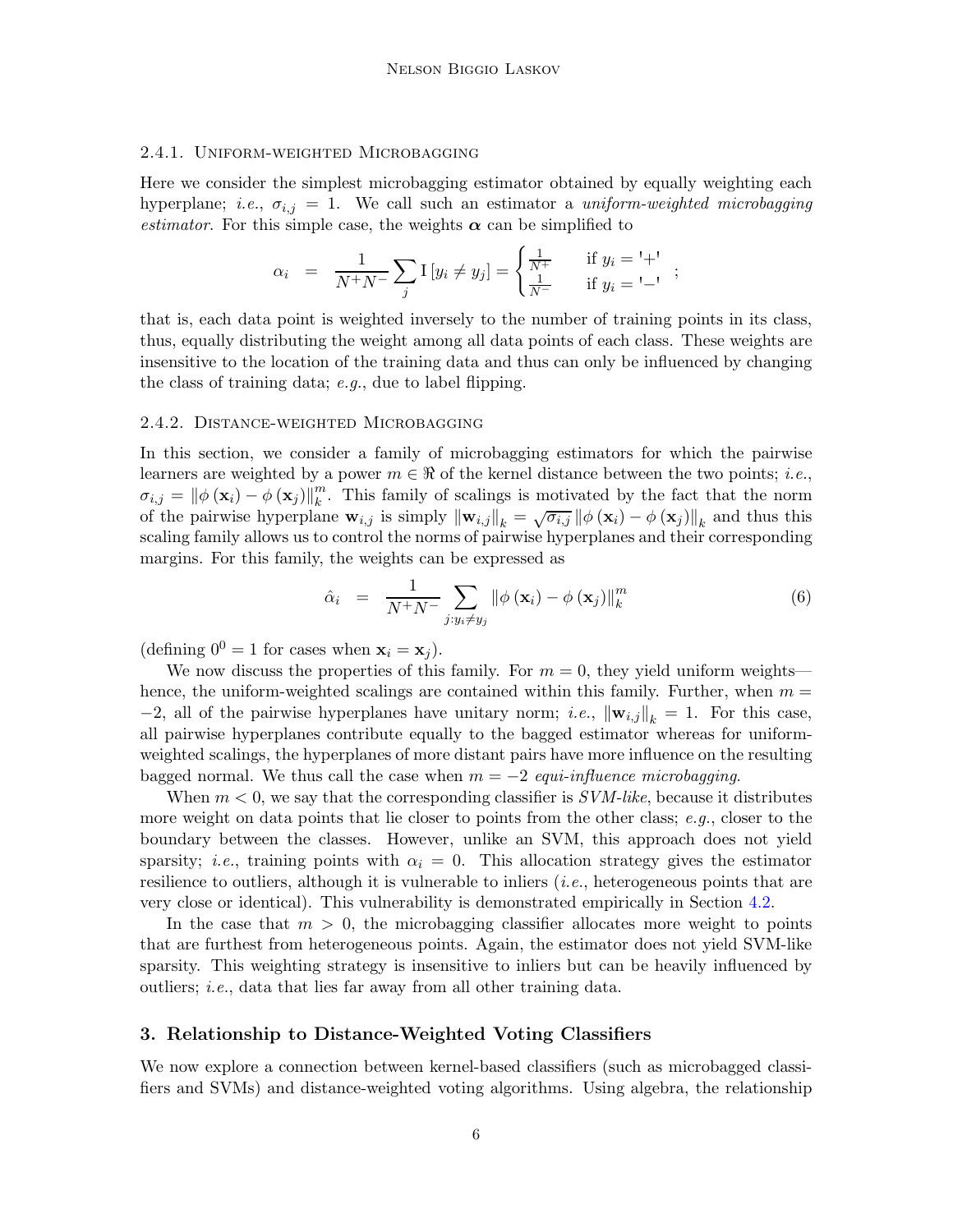#### 2.4.1. Uniform-weighted Microbagging

Here we consider the simplest microbagging estimator obtained by equally weighting each hyperplane; *i.e.*, $\sigma_{i,j} = 1$. We call such an estimator a *uniform-weighted microbagging estimator*. For this simple case, the weights $\boldsymbol{\alpha}$ can be simplified to

$$\alpha_i \;=\; \frac{1}{N^+N^-}\sum_j \mathrm{I}\left[y_i \neq y_j\right] = \begin{cases} \frac{1}{N^+} & \text{if } y_i = \text{'+'} \\ \frac{1}{N^-} & \text{if } y_i = \text{'−'} \end{cases} \;;$$

that is, each data point is weighted inversely to the number of training points in its class, thus, equally distributing the weight among all data points of each class. These weights are insensitive to the location of the training data and thus can only be influenced by changing the class of training data; *e.g.*, due to label flipping.

#### 2.4.2. Distance-weighted Microbagging

In this section, we consider a family of microbagging estimators for which the pairwise learners are weighted by a power $m \in \Re$ of the kernel distance between the two points; *i.e.*, $\sigma_{i,j} = \left\|\phi\left(\mathbf{x}_i\right) - \phi\left(\mathbf{x}_j\right)\right\|_k^m$. This family of scalings is motivated by the fact that the norm of the pairwise hyperplane $\mathbf{w}_{i,j}$ is simply $\left\|\mathbf{w}_{i,j}\right\|_k = \sqrt{\sigma_{i,j}}\left\|\phi\left(\mathbf{x}_i\right) - \phi\left(\mathbf{x}_j\right)\right\|_k$ and thus this scaling family allows us to control the norms of pairwise hyperplanes and their corresponding margins. For this family, the weights can be expressed as

$$\hat{\alpha}_i \;=\; \frac{1}{N^+N^-}\sum_{j:y_i\neq y_j}\left\|\phi\left(\mathbf{x}_i\right) - \phi\left(\mathbf{x}_j\right)\right\|_k^m \tag{6}$$

(defining $0^0 = 1$ for cases when $\mathbf{x}_i = \mathbf{x}_j$).

We now discuss the properties of this family. For $m = 0$, they yield uniform weights—hence, the uniform-weighted scalings are contained within this family. Further, when $m = -2$, all of the pairwise hyperplanes have unitary norm; *i.e.*, $\left\|\mathbf{w}_{i,j}\right\|_k = 1$. For this case, all pairwise hyperplanes contribute equally to the bagged estimator whereas for uniform-weighted scalings, the hyperplanes of more distant pairs have more influence on the resulting bagged normal. We thus call the case when $m = -2$ *equi-influence microbagging*.

When $m < 0$, we say that the corresponding classifier is *SVM-like*, because it distributes more weight on data points that lie closer to points from the other class; *e.g.*, closer to the boundary between the classes. However, unlike an SVM, this approach does not yield sparsity; *i.e.*, training points with $\alpha_i = 0$. This allocation strategy gives the estimator resilience to outliers, although it is vulnerable to inliers (*i.e.*, heterogeneous points that are very close or identical). This vulnerability is demonstrated empirically in Section 4.2.

In the case that $m > 0$, the microbagging classifier allocates more weight to points that are furthest from heterogeneous points. Again, the estimator does not yield SVM-like sparsity. This weighting strategy is insensitive to inliers but can be heavily influenced by outliers; *i.e.*, data that lies far away from all other training data.

## 3. Relationship to Distance-Weighted Voting Classifiers

We now explore a connection between kernel-based classifiers (such as microbagged classifiers and SVMs) and distance-weighted voting algorithms. Using algebra, the relationship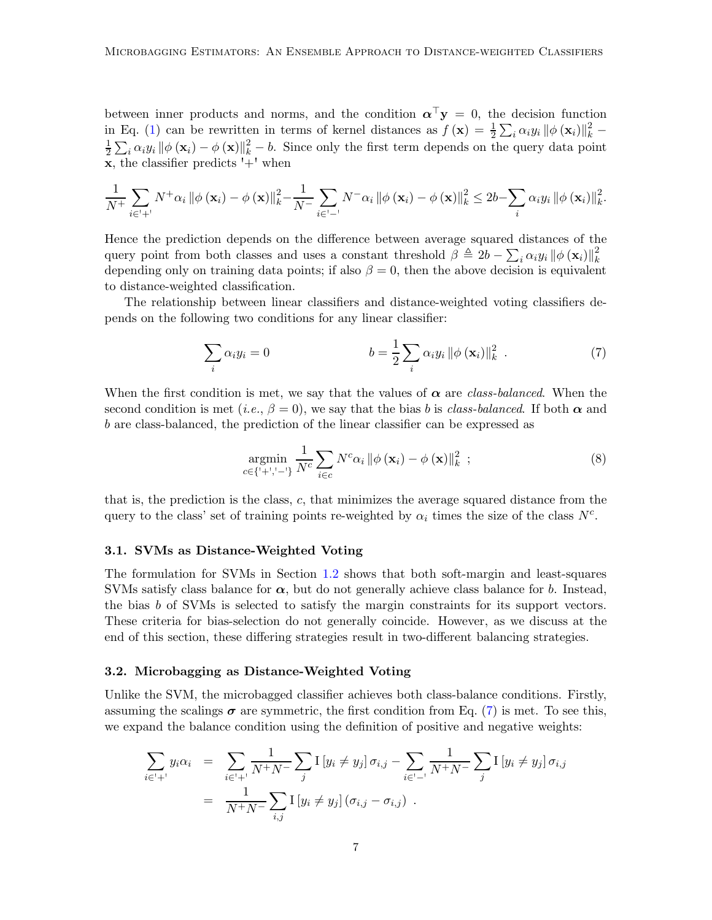between inner products and norms, and the condition $\boldsymbol{\alpha}^\top \mathbf{y} = 0$, the decision function in Eq. (1) can be rewritten in terms of kernel distances as $f(\mathbf{x}) = \frac{1}{2}\sum_i \alpha_i y_i \|\phi(\mathbf{x}_i)\|_k^2 - \frac{1}{2}\sum_i \alpha_i y_i \|\phi(\mathbf{x}_i) - \phi(\mathbf{x})\|_k^2 - b$. Since only the first term depends on the query data point $\mathbf{x}$, the classifier predicts '+' when

$$\frac{1}{N^+}\sum_{i \in '+'} N^+ \alpha_i \|\phi(\mathbf{x}_i) - \phi(\mathbf{x})\|_k^2 - \frac{1}{N^-}\sum_{i \in '-'} N^- \alpha_i \|\phi(\mathbf{x}_i) - \phi(\mathbf{x})\|_k^2 \leq 2b - \sum_i \alpha_i y_i \|\phi(\mathbf{x}_i)\|_k^2 .$$

Hence the prediction depends on the difference between average squared distances of the query point from both classes and uses a constant threshold $\beta \triangleq 2b - \sum_i \alpha_i y_i \|\phi(\mathbf{x}_i)\|_k^2$ depending only on training data points; if also $\beta = 0$, then the above decision is equivalent to distance-weighted classification.

The relationship between linear classifiers and distance-weighted voting classifiers depends on the following two conditions for any linear classifier:

$$\sum_i \alpha_i y_i = 0 \qquad\qquad b = \frac{1}{2}\sum_i \alpha_i y_i \|\phi(\mathbf{x}_i)\|_k^2 \ . \tag{7}$$

When the first condition is met, we say that the values of $\boldsymbol{\alpha}$ are *class-balanced*. When the second condition is met (*i.e.*, $\beta = 0$), we say that the bias $b$ is *class-balanced*. If both $\boldsymbol{\alpha}$ and $b$ are class-balanced, the prediction of the linear classifier can be expressed as

$$\underset{c \in \{'+','-'\}}{\operatorname{argmin}} \frac{1}{N^c}\sum_{i \in c} N^c \alpha_i \|\phi(\mathbf{x}_i) - \phi(\mathbf{x})\|_k^2 \ ; \tag{8}$$

that is, the prediction is the class, $c$, that minimizes the average squared distance from the query to the class' set of training points re-weighted by $\alpha_i$ times the size of the class $N^c$.

### 3.1. SVMs as Distance-Weighted Voting

The formulation for SVMs in Section 1.2 shows that both soft-margin and least-squares SVMs satisfy class balance for $\boldsymbol{\alpha}$, but do not generally achieve class balance for $b$. Instead, the bias $b$ of SVMs is selected to satisfy the margin constraints for its support vectors. These criteria for bias-selection do not generally coincide. However, as we discuss at the end of this section, these differing strategies result in two-different balancing strategies.

### 3.2. Microbagging as Distance-Weighted Voting

Unlike the SVM, the microbagged classifier achieves both class-balance conditions. Firstly, assuming the scalings $\boldsymbol{\sigma}$ are symmetric, the first condition from Eq. (7) is met. To see this, we expand the balance condition using the definition of positive and negative weights:

$$\begin{aligned}
\sum_{i \in '+'} y_i \alpha_i &= \sum_{i \in '+'} \frac{1}{N^+ N^-}\sum_j \mathrm{I}[y_i \neq y_j]\, \sigma_{i,j} - \sum_{i \in '-'} \frac{1}{N^+ N^-}\sum_j \mathrm{I}[y_i \neq y_j]\, \sigma_{i,j} \\
&= \frac{1}{N^+ N^-}\sum_{i,j} \mathrm{I}[y_i \neq y_j]\,(\sigma_{i,j} - \sigma_{i,j}) \ .
\end{aligned}$$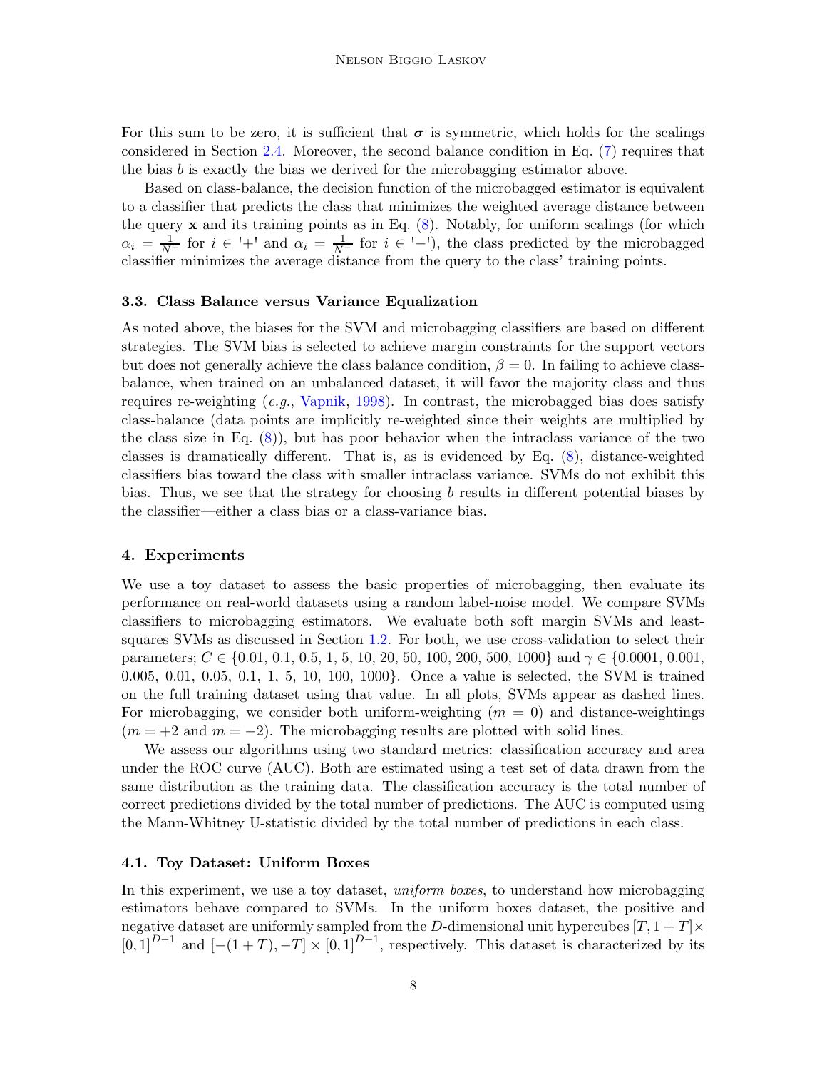For this sum to be zero, it is sufficient that $\boldsymbol{\sigma}$ is symmetric, which holds for the scalings considered in Section 2.4. Moreover, the second balance condition in Eq. (7) requires that the bias $b$ is exactly the bias we derived for the microbagging estimator above.

Based on class-balance, the decision function of the microbagged estimator is equivalent to a classifier that predicts the class that minimizes the weighted average distance between the query $\mathbf{x}$ and its training points as in Eq. (8). Notably, for uniform scalings (for which $\alpha_i = \frac{1}{N^+}$ for $i \in$ '+' and $\alpha_i = \frac{1}{N^-}$ for $i \in$ '$-$'), the class predicted by the microbagged classifier minimizes the average distance from the query to the class' training points.

### 3.3. Class Balance versus Variance Equalization

As noted above, the biases for the SVM and microbagging classifiers are based on different strategies. The SVM bias is selected to achieve margin constraints for the support vectors but does not generally achieve the class balance condition, $\beta = 0$. In failing to achieve class-balance, when trained on an unbalanced dataset, it will favor the majority class and thus requires re-weighting (*e.g.*, Vapnik, 1998). In contrast, the microbagged bias does satisfy class-balance (data points are implicitly re-weighted since their weights are multiplied by the class size in Eq. (8)), but has poor behavior when the intraclass variance of the two classes is dramatically different. That is, as is evidenced by Eq. (8), distance-weighted classifiers bias toward the class with smaller intraclass variance. SVMs do not exhibit this bias. Thus, we see that the strategy for choosing $b$ results in different potential biases by the classifier—either a class bias or a class-variance bias.

## 4. Experiments

We use a toy dataset to assess the basic properties of microbagging, then evaluate its performance on real-world datasets using a random label-noise model. We compare SVMs classifiers to microbagging estimators. We evaluate both soft margin SVMs and least-squares SVMs as discussed in Section 1.2. For both, we use cross-validation to select their parameters; $C \in \{0.01, 0.1, 0.5, 1, 5, 10, 20, 50, 100, 200, 500, 1000\}$ and $\gamma \in \{0.0001, 0.001, 0.005, 0.01, 0.05, 0.1, 1, 5, 10, 100, 1000\}$. Once a value is selected, the SVM is trained on the full training dataset using that value. In all plots, SVMs appear as dashed lines. For microbagging, we consider both uniform-weighting ($m = 0$) and distance-weightings ($m = +2$ and $m = -2$). The microbagging results are plotted with solid lines.

We assess our algorithms using two standard metrics: classification accuracy and area under the ROC curve (AUC). Both are estimated using a test set of data drawn from the same distribution as the training data. The classification accuracy is the total number of correct predictions divided by the total number of predictions. The AUC is computed using the Mann-Whitney U-statistic divided by the total number of predictions in each class.

### 4.1. Toy Dataset: Uniform Boxes

In this experiment, we use a toy dataset, *uniform boxes*, to understand how microbagging estimators behave compared to SVMs. In the uniform boxes dataset, the positive and negative dataset are uniformly sampled from the $D$-dimensional unit hypercubes $[T, 1+T] \times [0,1]^{D-1}$ and $[-(1+T), -T] \times [0,1]^{D-1}$, respectively. This dataset is characterized by its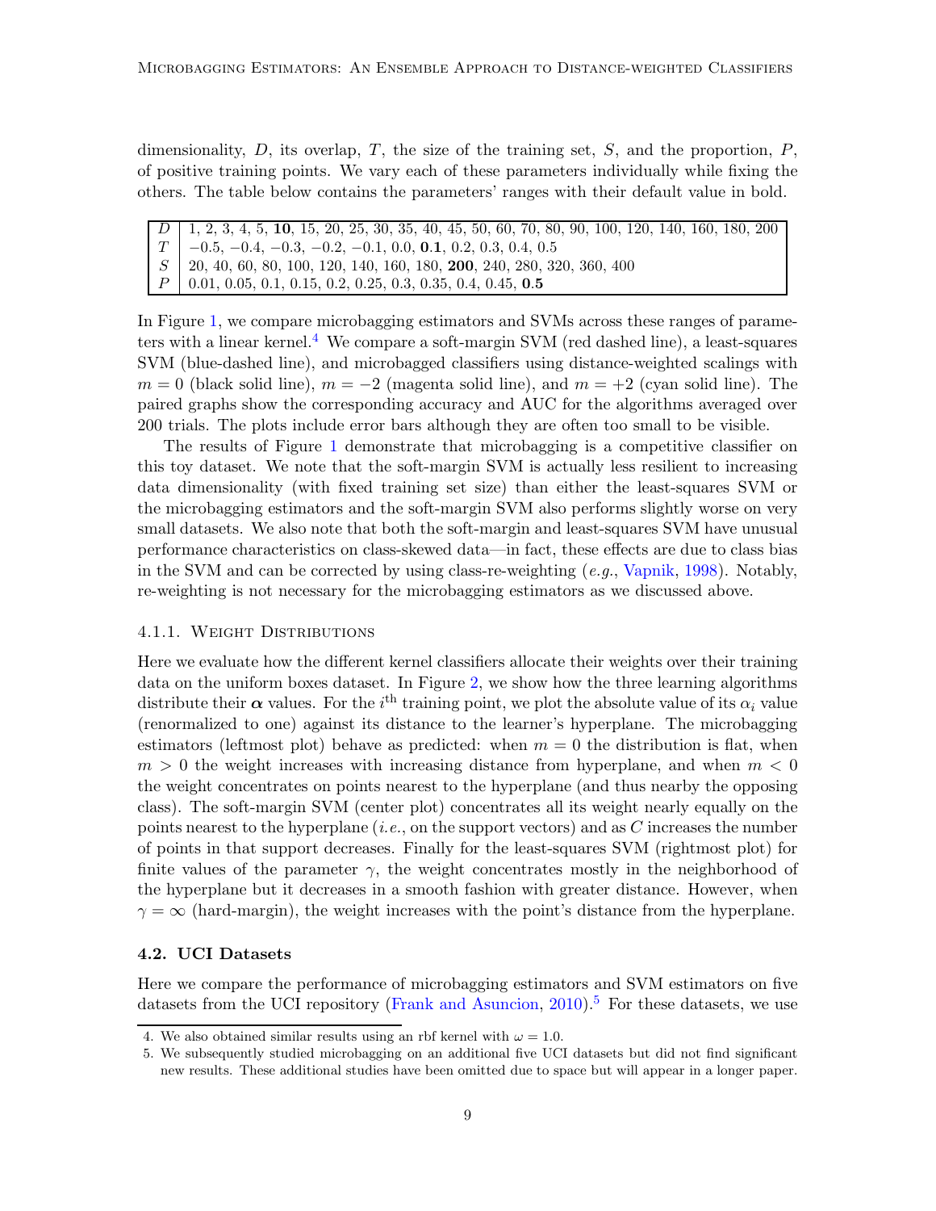dimensionality, $D$, its overlap, $T$, the size of the training set, $S$, and the proportion, $P$, of positive training points. We vary each of these parameters individually while fixing the others. The table below contains the parameters' ranges with their default value in bold.

| | |
|---|---|
| $D$ | 1, 2, 3, 4, 5, **10**, 15, 20, 25, 30, 35, 40, 45, 50, 60, 70, 80, 90, 100, 120, 140, 160, 180, 200 |
| $T$ | −0.5, −0.4, −0.3, −0.2, −0.1, 0.0, **0.1**, 0.2, 0.3, 0.4, 0.5 |
| $S$ | 20, 40, 60, 80, 100, 120, 140, 160, 180, **200**, 240, 280, 320, 360, 400 |
| $P$ | 0.01, 0.05, 0.1, 0.15, 0.2, 0.25, 0.3, 0.35, 0.4, 0.45, **0.5** |

In Figure 1, we compare microbagging estimators and SVMs across these ranges of parameters with a linear kernel.[4] We compare a soft-margin SVM (red dashed line), a least-squares SVM (blue-dashed line), and microbagged classifiers using distance-weighted scalings with $m = 0$ (black solid line), $m = -2$ (magenta solid line), and $m = +2$ (cyan solid line). The paired graphs show the corresponding accuracy and AUC for the algorithms averaged over 200 trials. The plots include error bars although they are often too small to be visible.

The results of Figure 1 demonstrate that microbagging is a competitive classifier on this toy dataset. We note that the soft-margin SVM is actually less resilient to increasing data dimensionality (with fixed training set size) than either the least-squares SVM or the microbagging estimators and the soft-margin SVM also performs slightly worse on very small datasets. We also note that both the soft-margin and least-squares SVM have unusual performance characteristics on class-skewed data—in fact, these effects are due to class bias in the SVM and can be corrected by using class-re-weighting (*e.g.*, Vapnik, 1998). Notably, re-weighting is not necessary for the microbagging estimators as we discussed above.

#### 4.1.1. Weight Distributions

Here we evaluate how the different kernel classifiers allocate their weights over their training data on the uniform boxes dataset. In Figure 2, we show how the three learning algorithms distribute their $\boldsymbol{\alpha}$ values. For the $i^{\text{th}}$ training point, we plot the absolute value of its $\alpha_i$ value (renormalized to one) against its distance to the learner's hyperplane. The microbagging estimators (leftmost plot) behave as predicted: when $m = 0$ the distribution is flat, when $m > 0$ the weight increases with increasing distance from hyperplane, and when $m < 0$ the weight concentrates on points nearest to the hyperplane (and thus nearby the opposing class). The soft-margin SVM (center plot) concentrates all its weight nearly equally on the points nearest to the hyperplane (*i.e.*, on the support vectors) and as $C$ increases the number of points in that support decreases. Finally for the least-squares SVM (rightmost plot) for finite values of the parameter $\gamma$, the weight concentrates mostly in the neighborhood of the hyperplane but it decreases in a smooth fashion with greater distance. However, when $\gamma = \infty$ (hard-margin), the weight increases with the point's distance from the hyperplane.

### 4.2. UCI Datasets

Here we compare the performance of microbagging estimators and SVM estimators on five datasets from the UCI repository (Frank and Asuncion, 2010).[5] For these datasets, we use

4. We also obtained similar results using an rbf kernel with $\omega = 1.0$.
5. We subsequently studied microbagging on an additional five UCI datasets but did not find significant new results. These additional studies have been omitted due to space but will appear in a longer paper.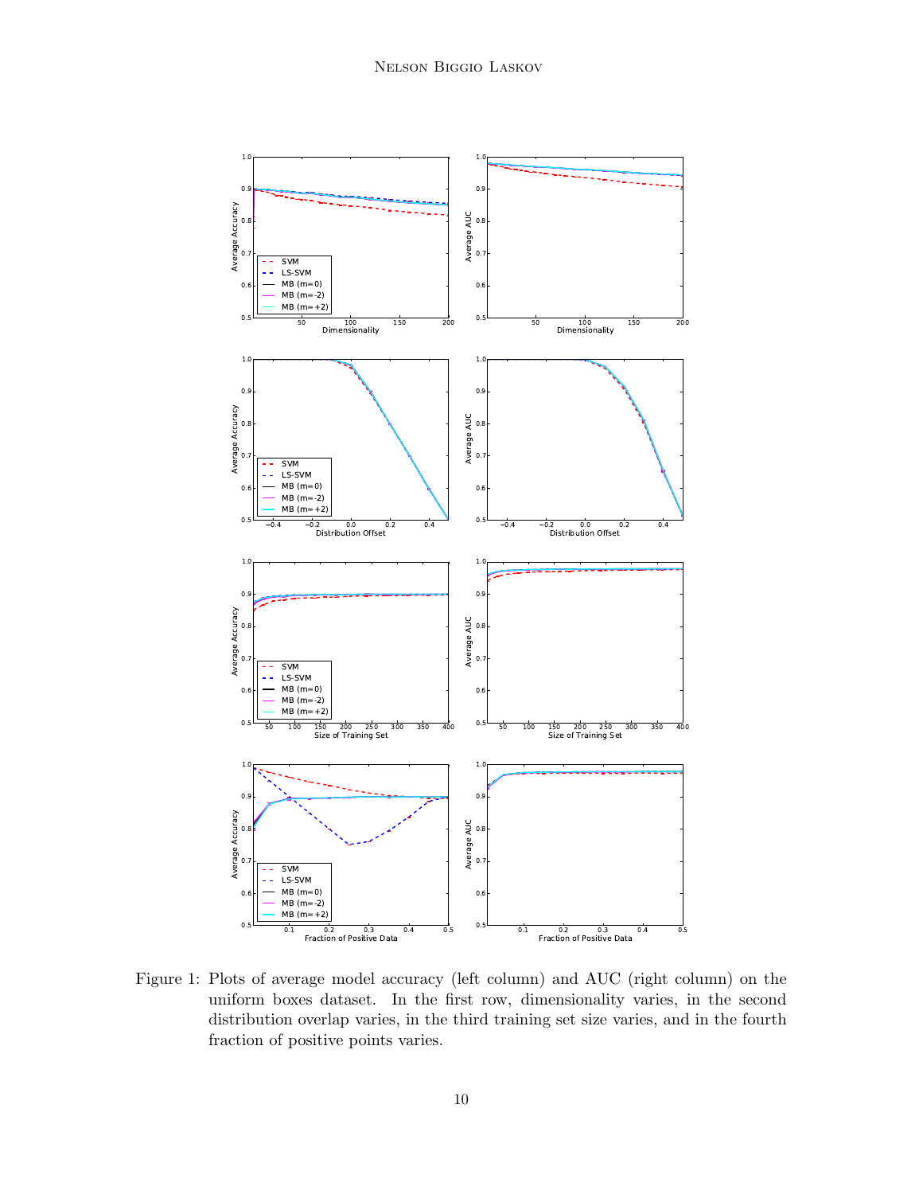Figure 1: Plots of average model accuracy (left column) and AUC (right column) on the uniform boxes dataset. In the first row, dimensionality varies, in the second distribution overlap varies, in the third training set size varies, and in the fourth fraction of positive points varies.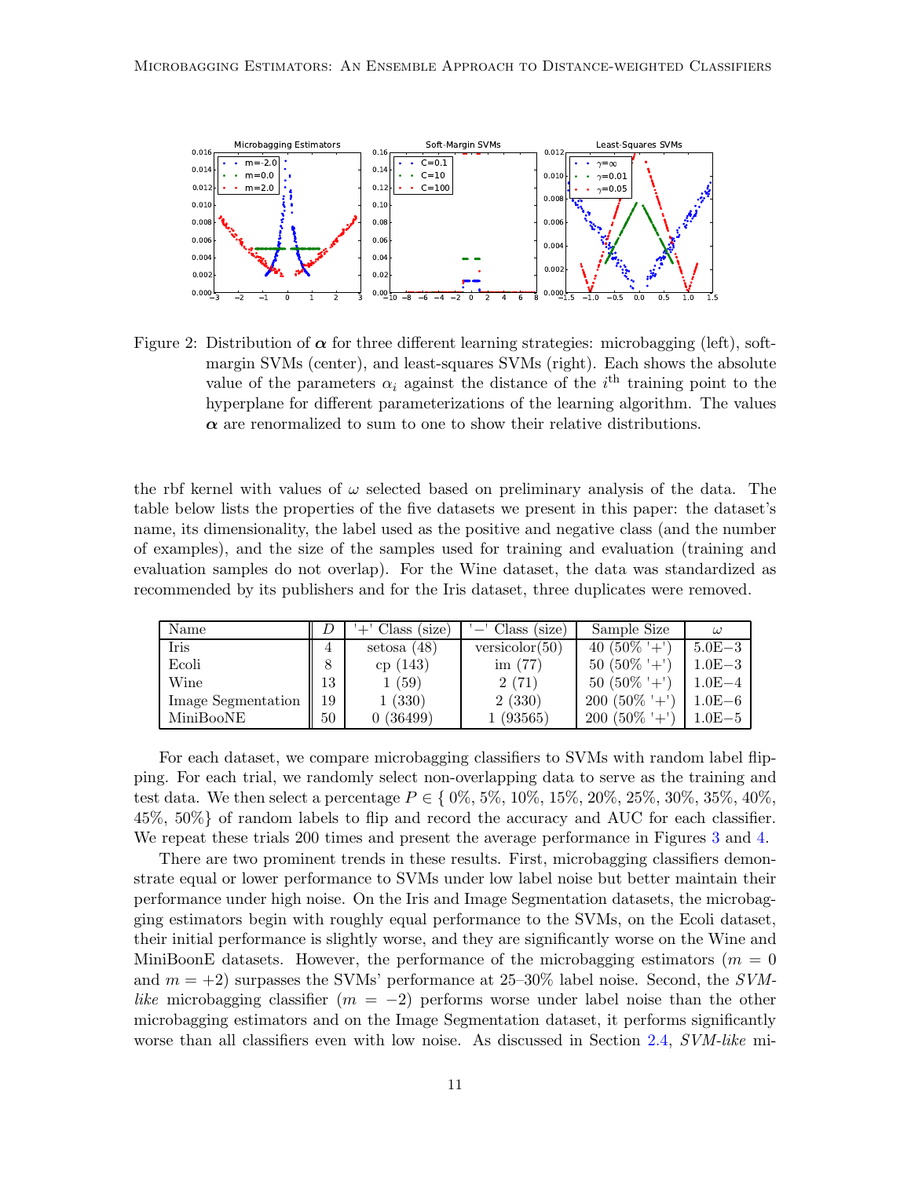Figure 2: Distribution of $\boldsymbol{\alpha}$ for three different learning strategies: microbagging (left), soft-margin SVMs (center), and least-squares SVMs (right). Each shows the absolute value of the parameters $\alpha_i$ against the distance of the $i^{\text{th}}$ training point to the hyperplane for different parameterizations of the learning algorithm. The values $\boldsymbol{\alpha}$ are renormalized to sum to one to show their relative distributions.

the rbf kernel with values of $\omega$ selected based on preliminary analysis of the data. The table below lists the properties of the five datasets we present in this paper: the dataset's name, its dimensionality, the label used as the positive and negative class (and the number of examples), and the size of the samples used for training and evaluation (training and evaluation samples do not overlap). For the Wine dataset, the data was standardized as recommended by its publishers and for the Iris dataset, three duplicates were removed.

| Name | $D$ | '+' Class (size) | '−' Class (size) | Sample Size | $\omega$ |
|---|---|---|---|---|---|
| Iris | 4 | setosa (48) | versicolor(50) | 40 (50% '+') | 5.0E−3 |
| Ecoli | 8 | cp (143) | im (77) | 50 (50% '+') | 1.0E−3 |
| Wine | 13 | 1 (59) | 2 (71) | 50 (50% '+') | 1.0E−4 |
| Image Segmentation | 19 | 1 (330) | 2 (330) | 200 (50% '+') | 1.0E−6 |
| MiniBooNE | 50 | 0 (36499) | 1 (93565) | 200 (50% '+') | 1.0E−5 |

For each dataset, we compare microbagging classifiers to SVMs with random label flipping. For each trial, we randomly select non-overlapping data to serve as the training and test data. We then select a percentage $P \in \{$ 0%, 5%, 10%, 15%, 20%, 25%, 30%, 35%, 40%, 45%, 50%$\}$ of random labels to flip and record the accuracy and AUC for each classifier. We repeat these trials 200 times and present the average performance in Figures 3 and 4.

There are two prominent trends in these results. First, microbagging classifiers demonstrate equal or lower performance to SVMs under low label noise but better maintain their performance under high noise. On the Iris and Image Segmentation datasets, the microbagging estimators begin with roughly equal performance to the SVMs, on the Ecoli dataset, their initial performance is slightly worse, and they are significantly worse on the Wine and MiniBoonE datasets. However, the performance of the microbagging estimators ($m = 0$ and $m = +2$) surpasses the SVMs' performance at 25–30% label noise. Second, the *SVM-like* microbagging classifier ($m = -2$) performs worse under label noise than the other microbagging estimators and on the Image Segmentation dataset, it performs significantly worse than all classifiers even with low noise. As discussed in Section 2.4, *SVM-like* mi-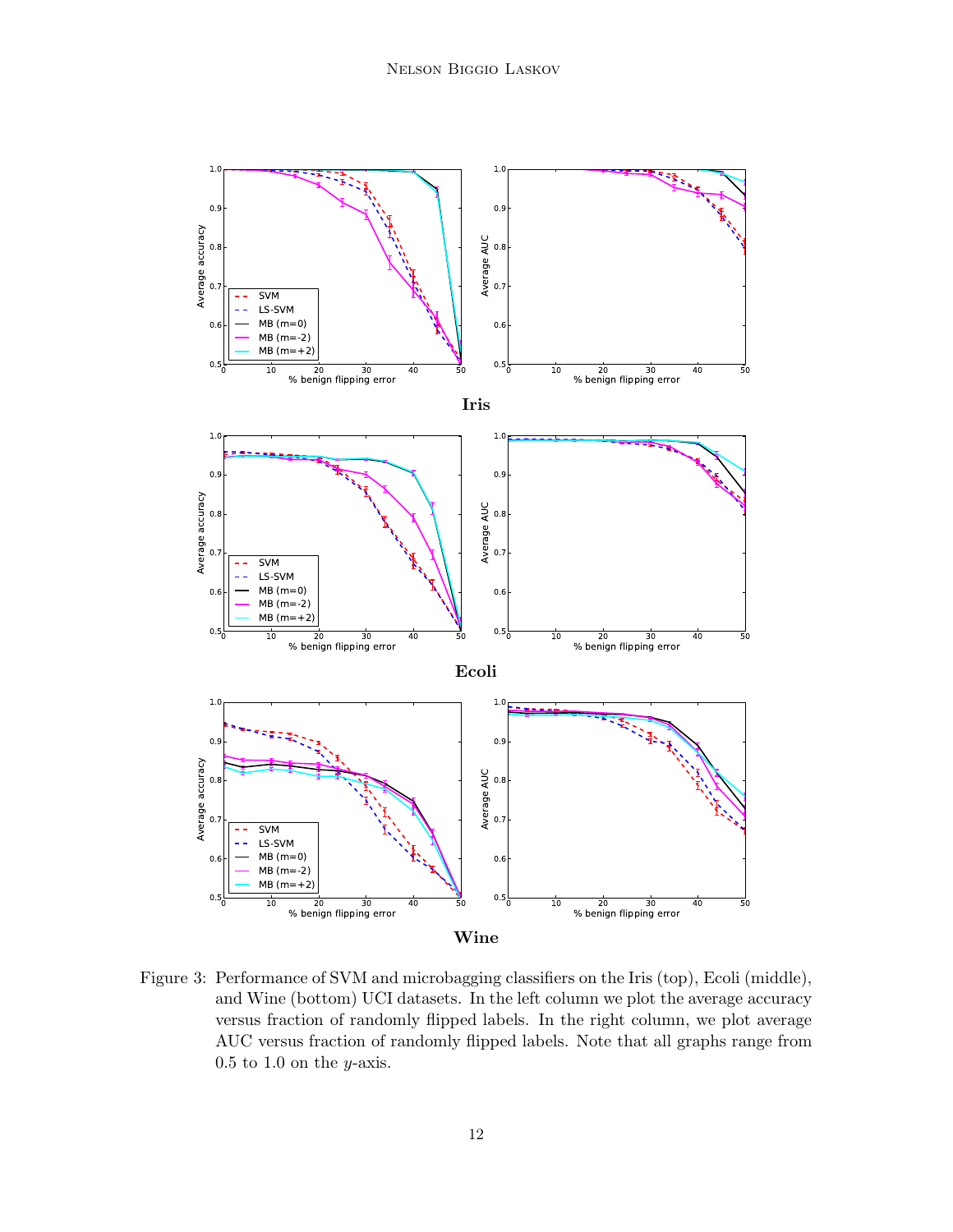**Iris**

**Ecoli**

**Wine**

Figure 3: Performance of SVM and microbagging classifiers on the Iris (top), Ecoli (middle), and Wine (bottom) UCI datasets. In the left column we plot the average accuracy versus fraction of randomly flipped labels. In the right column, we plot average AUC versus fraction of randomly flipped labels. Note that all graphs range from 0.5 to 1.0 on the $y$-axis.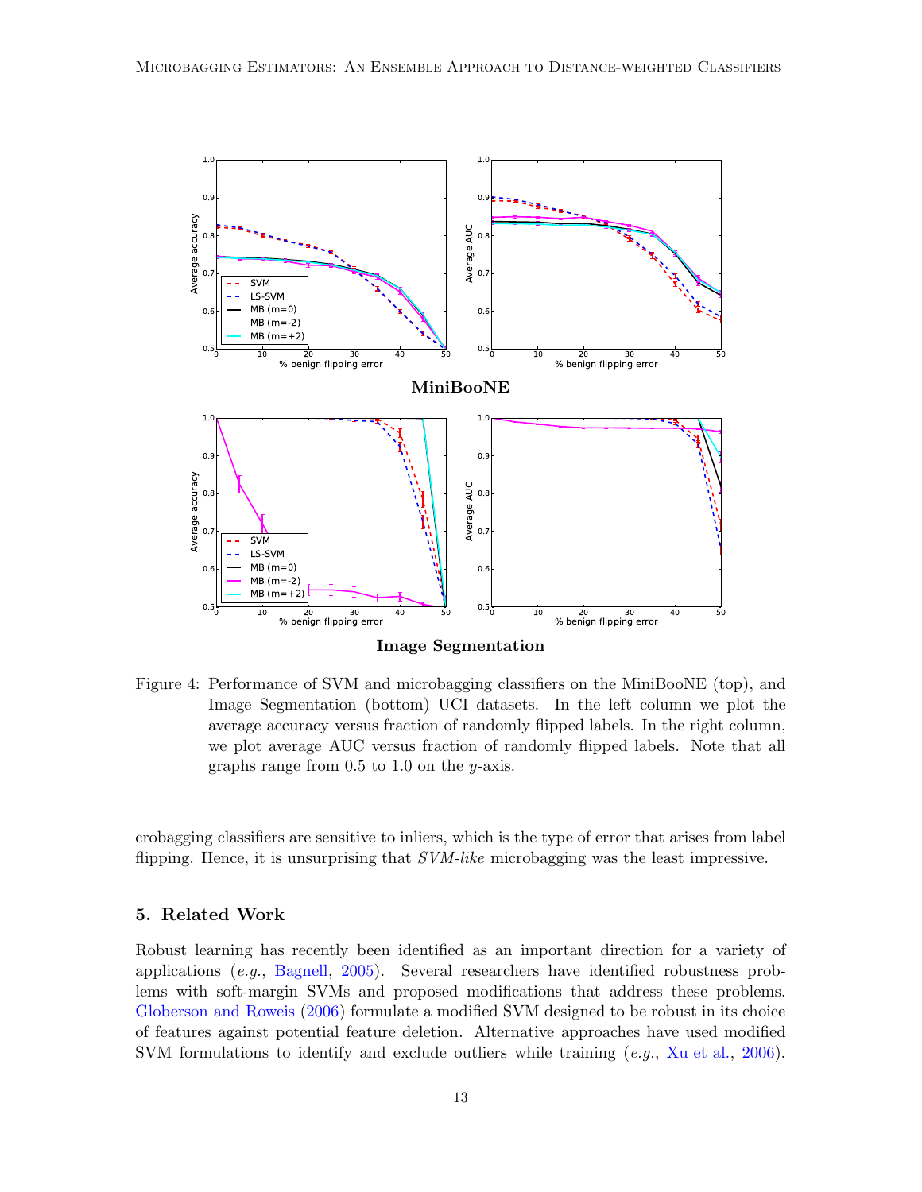**MiniBooNE**

**Image Segmentation**

Figure 4: Performance of SVM and microbagging classifiers on the MiniBooNE (top), and Image Segmentation (bottom) UCI datasets. In the left column we plot the average accuracy versus fraction of randomly flipped labels. In the right column, we plot average AUC versus fraction of randomly flipped labels. Note that all graphs range from 0.5 to 1.0 on the $y$-axis.

crobagging classifiers are sensitive to inliers, which is the type of error that arises from label flipping. Hence, it is unsurprising that *SVM-like* microbagging was the least impressive.

## 5. Related Work

Robust learning has recently been identified as an important direction for a variety of applications (*e.g.*, Bagnell, 2005). Several researchers have identified robustness problems with soft-margin SVMs and proposed modifications that address these problems. Globerson and Roweis (2006) formulate a modified SVM designed to be robust in its choice of features against potential feature deletion. Alternative approaches have used modified SVM formulations to identify and exclude outliers while training (*e.g.*, Xu et al., 2006).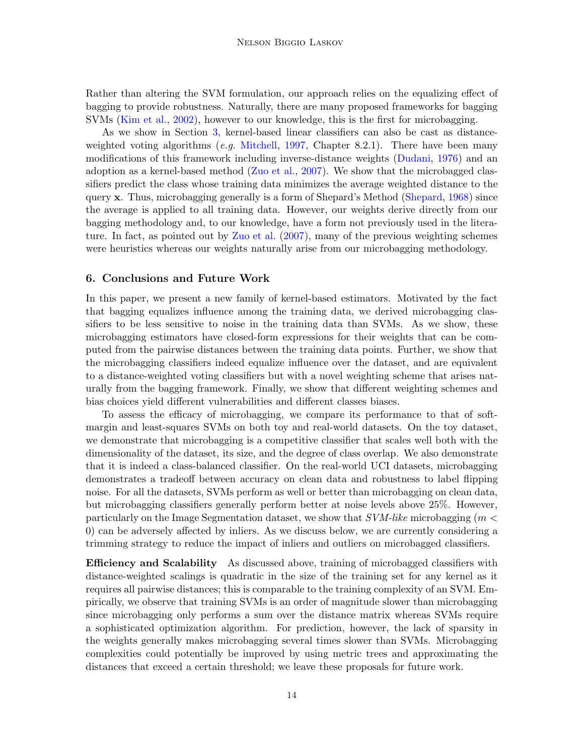Rather than altering the SVM formulation, our approach relies on the equalizing effect of bagging to provide robustness. Naturally, there are many proposed frameworks for bagging SVMs (Kim et al., 2002), however to our knowledge, this is the first for microbagging.

As we show in Section 3, kernel-based linear classifiers can also be cast as distance-weighted voting algorithms (*e.g.* Mitchell, 1997, Chapter 8.2.1). There have been many modifications of this framework including inverse-distance weights (Dudani, 1976) and an adoption as a kernel-based method (Zuo et al., 2007). We show that the microbagged classifiers predict the class whose training data minimizes the average weighted distance to the query $\mathbf{x}$. Thus, microbagging generally is a form of Shepard's Method (Shepard, 1968) since the average is applied to all training data. However, our weights derive directly from our bagging methodology and, to our knowledge, have a form not previously used in the literature. In fact, as pointed out by Zuo et al. (2007), many of the previous weighting schemes were heuristics whereas our weights naturally arise from our microbagging methodology.

## 6. Conclusions and Future Work

In this paper, we present a new family of kernel-based estimators. Motivated by the fact that bagging equalizes influence among the training data, we derived microbagging classifiers to be less sensitive to noise in the training data than SVMs. As we show, these microbagging estimators have closed-form expressions for their weights that can be computed from the pairwise distances between the training data points. Further, we show that the microbagging classifiers indeed equalize influence over the dataset, and are equivalent to a distance-weighted voting classifiers but with a novel weighting scheme that arises naturally from the bagging framework. Finally, we show that different weighting schemes and bias choices yield different vulnerabilities and different classes biases.

To assess the efficacy of microbagging, we compare its performance to that of soft-margin and least-squares SVMs on both toy and real-world datasets. On the toy dataset, we demonstrate that microbagging is a competitive classifier that scales well both with the dimensionality of the dataset, its size, and the degree of class overlap. We also demonstrate that it is indeed a class-balanced classifier. On the real-world UCI datasets, microbagging demonstrates a tradeoff between accuracy on clean data and robustness to label flipping noise. For all the datasets, SVMs perform as well or better than microbagging on clean data, but microbagging classifiers generally perform better at noise levels above 25%. However, particularly on the Image Segmentation dataset, we show that *SVM-like* microbagging ($m < 0$) can be adversely affected by inliers. As we discuss below, we are currently considering a trimming strategy to reduce the impact of inliers and outliers on microbagged classifiers.

**Efficiency and Scalability** As discussed above, training of microbagged classifiers with distance-weighted scalings is quadratic in the size of the training set for any kernel as it requires all pairwise distances; this is comparable to the training complexity of an SVM. Empirically, we observe that training SVMs is an order of magnitude slower than microbagging since microbagging only performs a sum over the distance matrix whereas SVMs require a sophisticated optimization algorithm. For prediction, however, the lack of sparsity in the weights generally makes microbagging several times slower than SVMs. Microbagging complexities could potentially be improved by using metric trees and approximating the distances that exceed a certain threshold; we leave these proposals for future work.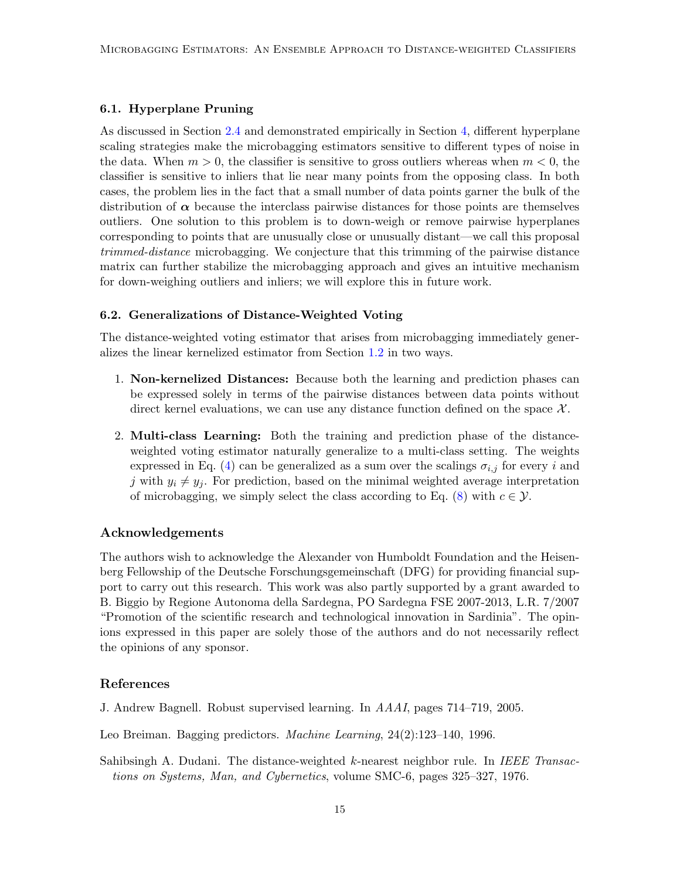### 6.1. Hyperplane Pruning

As discussed in Section 2.4 and demonstrated empirically in Section 4, different hyperplane scaling strategies make the microbagging estimators sensitive to different types of noise in the data. When $m > 0$, the classifier is sensitive to gross outliers whereas when $m < 0$, the classifier is sensitive to inliers that lie near many points from the opposing class. In both cases, the problem lies in the fact that a small number of data points garner the bulk of the distribution of $\boldsymbol{\alpha}$ because the interclass pairwise distances for those points are themselves outliers. One solution to this problem is to down-weigh or remove pairwise hyperplanes corresponding to points that are unusually close or unusually distant—we call this proposal *trimmed-distance* microbagging. We conjecture that this trimming of the pairwise distance matrix can further stabilize the microbagging approach and gives an intuitive mechanism for down-weighing outliers and inliers; we will explore this in future work.

### 6.2. Generalizations of Distance-Weighted Voting

The distance-weighted voting estimator that arises from microbagging immediately generalizes the linear kernelized estimator from Section 1.2 in two ways.

1. **Non-kernelized Distances:** Because both the learning and prediction phases can be expressed solely in terms of the pairwise distances between data points without direct kernel evaluations, we can use any distance function defined on the space $\mathcal{X}$.

2. **Multi-class Learning:** Both the training and prediction phase of the distance-weighted voting estimator naturally generalize to a multi-class setting. The weights expressed in Eq. (4) can be generalized as a sum over the scalings $\sigma_{i,j}$ for every $i$ and $j$ with $y_i \neq y_j$. For prediction, based on the minimal weighted average interpretation of microbagging, we simply select the class according to Eq. (8) with $c \in \mathcal{Y}$.

## Acknowledgements

The authors wish to acknowledge the Alexander von Humboldt Foundation and the Heisenberg Fellowship of the Deutsche Forschungsgemeinschaft (DFG) for providing financial support to carry out this research. This work was also partly supported by a grant awarded to B. Biggio by Regione Autonoma della Sardegna, PO Sardegna FSE 2007-2013, L.R. 7/2007 "Promotion of the scientific research and technological innovation in Sardinia". The opinions expressed in this paper are solely those of the authors and do not necessarily reflect the opinions of any sponsor.

## References

J. Andrew Bagnell. Robust supervised learning. In *AAAI*, pages 714–719, 2005.

Leo Breiman. Bagging predictors. *Machine Learning*, 24(2):123–140, 1996.

Sahibsingh A. Dudani. The distance-weighted $k$-nearest neighbor rule. In *IEEE Transactions on Systems, Man, and Cybernetics*, volume SMC-6, pages 325–327, 1976.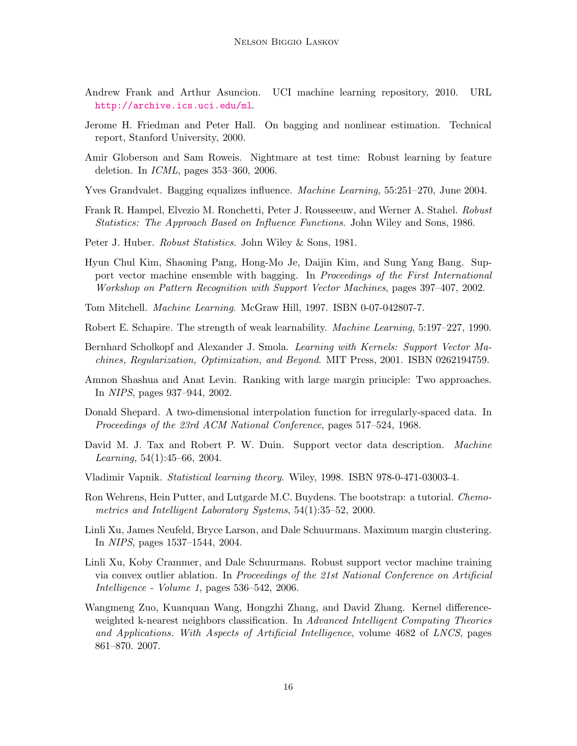Andrew Frank and Arthur Asuncion. UCI machine learning repository, 2010. URL http://archive.ics.uci.edu/ml.

Jerome H. Friedman and Peter Hall. On bagging and nonlinear estimation. Technical report, Stanford University, 2000.

Amir Globerson and Sam Roweis. Nightmare at test time: Robust learning by feature deletion. In *ICML*, pages 353–360, 2006.

Yves Grandvalet. Bagging equalizes influence. *Machine Learning*, 55:251–270, June 2004.

Frank R. Hampel, Elvezio M. Ronchetti, Peter J. Rousseeuw, and Werner A. Stahel. *Robust Statistics: The Approach Based on Influence Functions*. John Wiley and Sons, 1986.

Peter J. Huber. *Robust Statistics*. John Wiley & Sons, 1981.

Hyun Chul Kim, Shaoning Pang, Hong-Mo Je, Daijin Kim, and Sung Yang Bang. Support vector machine ensemble with bagging. In *Proceedings of the First International Workshop on Pattern Recognition with Support Vector Machines*, pages 397–407, 2002.

Tom Mitchell. *Machine Learning*. McGraw Hill, 1997. ISBN 0-07-042807-7.

Robert E. Schapire. The strength of weak learnability. *Machine Learning*, 5:197–227, 1990.

Bernhard Scholkopf and Alexander J. Smola. *Learning with Kernels: Support Vector Machines, Regularization, Optimization, and Beyond*. MIT Press, 2001. ISBN 0262194759.

Amnon Shashua and Anat Levin. Ranking with large margin principle: Two approaches. In *NIPS*, pages 937–944, 2002.

Donald Shepard. A two-dimensional interpolation function for irregularly-spaced data. In *Proceedings of the 23rd ACM National Conference*, pages 517–524, 1968.

David M. J. Tax and Robert P. W. Duin. Support vector data description. *Machine Learning*, 54(1):45–66, 2004.

Vladimir Vapnik. *Statistical learning theory*. Wiley, 1998. ISBN 978-0-471-03003-4.

Ron Wehrens, Hein Putter, and Lutgarde M.C. Buydens. The bootstrap: a tutorial. *Chemometrics and Intelligent Laboratory Systems*, 54(1):35–52, 2000.

Linli Xu, James Neufeld, Bryce Larson, and Dale Schuurmans. Maximum margin clustering. In *NIPS*, pages 1537–1544, 2004.

Linli Xu, Koby Crammer, and Dale Schuurmans. Robust support vector machine training via convex outlier ablation. In *Proceedings of the 21st National Conference on Artificial Intelligence - Volume 1*, pages 536–542, 2006.

Wangmeng Zuo, Kuanquan Wang, Hongzhi Zhang, and David Zhang. Kernel difference-weighted k-nearest neighbors classification. In *Advanced Intelligent Computing Theories and Applications. With Aspects of Artificial Intelligence*, volume 4682 of *LNCS*, pages 861–870. 2007.